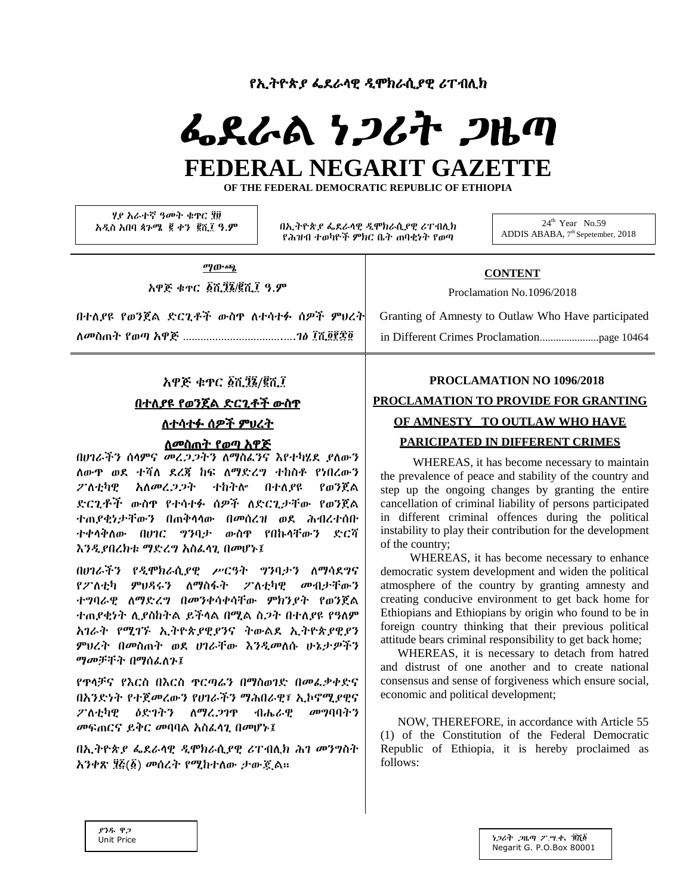# የኢትዮጵያ ፌደራላዊ ዲሞክራሲያዊ ሪፐብሊክ

# ፌደራል ነጋሪት ጋዜጣ

# FEDERAL NEGARIT GAZETTE

**OF THE FEDERAL DEMOCRATIC REPUBLIC OF ETHIOPIA**

ሃያ አራተኛ ዓመት ቁጥር ፶፱
አዲስ አበባ ጳጉሜ ፪ ቀን ፪ሺ፲ ዓ.ም

በኢትዮጵያ ፌደራላዊ ዲሞክራሲያዊ ሪፐብሊክ
የሕዝብ ተወካዮች ምክር ቤት ጠባቂነት የወጣ

24[th] Year No.59
ADDIS ABABA, 7[th] Sepetember, 2018

*ማውጫ*

አዋጅ ቁጥር ፩ሺ፺፮/፪ሺ፲ ዓ.ም

በተለያዩ የወንጀል ድርጊቶች ውስጥ ለተሳተፉ ሰዎች ምህረት ለመስጠት የወጣ አዋጅ ........................................ገፅ ፲ሺ፬፻፷፬

**CONTENT**

Proclamation No.1096/2018

Granting of Amnesty to Outlaw Who Have participated in Different Crimes Proclamation......................page 10464

## አዋጅ ቁጥር ፩ሺ፺፮/፪ሺ፲

## በተለያዩ የወንጀል ድርጊቶች ውስጥ ለተሳተፉ ሰዎች ምህረት ለመስጠት የወጣ አዋጅ

በሀገራችን ሰላምና መረጋጋትን ለማስፈንና እየተካሄደ ያለውን ለውጥ ወደ ተሻለ ደረጃ ከፍ ለማድረግ ተከስቶ የነበረውን ፖለቲካዊ አለመረጋጋት ተከትሎ በተለያዩ የወንጀል ድርጊቶች ውስጥ የተሳተፉ ሰዎች ለድርጊታቸው የወንጀል ተጠያቂነታቸውን በጠቅላላው በመሰረዝ ወደ ሕብረተሰቡ ተቀላቅለው በሀገር ግንባታ ውስጥ የበኩላቸውን ድርሻ እንዲያበረክቱ ማድረግ አስፈላጊ በመሆኑ፤

በሀገራችን የዲሞክራሲያዊ ሥርዓት ግንባታን ለማሳደግና የፖለቲካ ምህዳሩን ለማስፋት ፖለቲካዊ መብታቸውን ተግባራዊ ለማድረግ በመንቀሳቀሳቸው ምክንያት የወንጀል ተጠያቂነት ሊያስከትል ይችላል በሚል ስጋት በተለያዩ የዓለም አገራት የሚገኙ ኢትዮጵያዊያንና ትውልደ ኢትዮጵያዊያን ምህረት በመስጠት ወደ ሀገራቸው እንዲመለሱ ሁኔታዎችን ማመቻቸት በማስፈለጉ፤

የጥላቻና የእርስ በእርስ ጥርጣሬን በማስወገድ በመፈቃቀድና በአንድነት የተጀመረውን የሀገራችን ማሕበራዊ፣ ኢኮኖሚያዊና ፖለቲካዊ ዕድገትን ለማረጋገጥ ብሔራዊ መግባባትን መፍጠርና ይቅር መባባል አስፈላጊ በመሆኑ፤

በኢትዮጵያ ፌደራላዊ ዲሞክራሲያዊ ሪፐብሊክ ሕገ መንግስት አንቀጽ ፶፭(፩) መሰረት የሚከተለው ታውጇል።

## PROCLAMATION NO 1096/2018

## PROCLAMATION TO PROVIDE FOR GRANTING OF AMNESTY TO OUTLAW WHO HAVE PARICIPATED IN DIFFERENT CRIMES

WHEREAS, it has become necessary to maintain the prevalence of peace and stability of the country and step up the ongoing changes by granting the entire cancellation of criminal liability of persons participated in different criminal offences during the political instability to play their contribution for the development of the country;

WHEREAS, it has become necessary to enhance democratic system development and widen the political atmosphere of the country by granting amnesty and creating conducive environment to get back home for Ethiopians and Ethiopians by origin who found to be in foreign country thinking that their previous political attitude bears criminal responsibility to get back home;

WHEREAS, it is necessary to detach from hatred and distrust of one another and to create national consensus and sense of forgiveness which ensure social, economic and political development;

NOW, THEREFORE, in accordance with Article 55 (1) of the Constitution of the Federal Democratic Republic of Ethiopia, it is hereby proclaimed as follows:

ያንዱ ዋጋ
Unit Price

ነጋሪት ጋዜጣ ፖ.ሣ.ቁ. ፹ሺ፩
Negarit G. P.O.Box 80001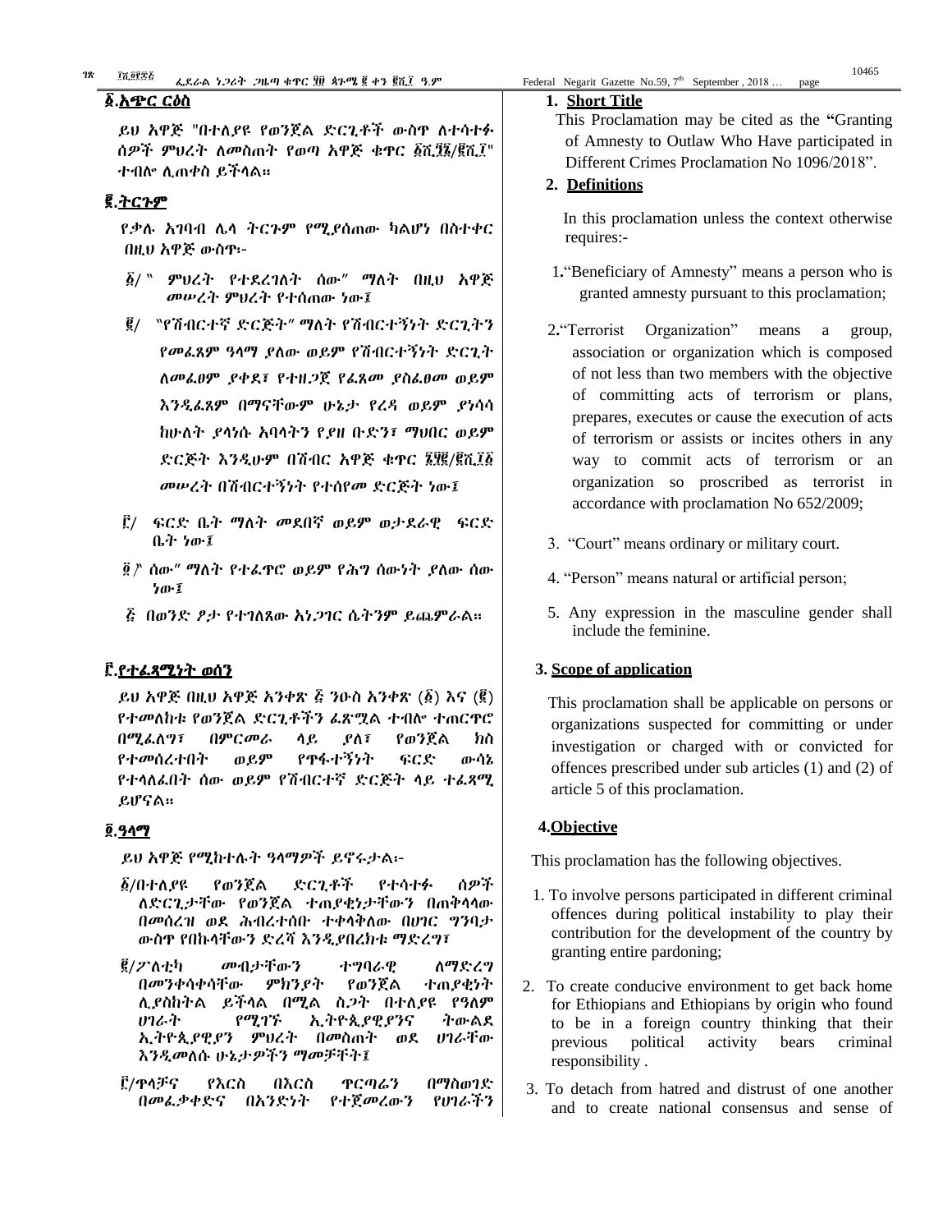## ፩.አጭር ርዕስ

ይህ አዋጅ "በተለያዩ የወንጀል ድርጊቶች ውስጥ ለተሳተፉ ሰዎች ምህረት ለመስጠት የወጣ አዋጅ ቁጥር ፩ሺ፺፮/፪ሺ፲" ተብሎ ሊጠቀስ ይችላል።

## ፪.ትርጉም

የቃሉ አገባብ ሌላ ትርጉም የሚያሰጠው ካልሆነ በስተቀር በዚህ አዋጅ ውስጥ፡-

፩/ "ምህረት የተደረገለት ሰው" ማለት በዚህ አዋጅ መሠረት ምህረት የተሰጠው ነው፤

፪/ "የሽብርተኛ ድርጅት" ማለት የሽብርተኝነት ድርጊትን የመፈጸም ዓላማ ያለው ወይም የሽብርተኝነት ድርጊት ለመፈፀም ያቀደ፣ የተዘጋጀ የፈጸመ ያስፈፀመ ወይም እንዲፈጸም በማናቸውም ሁኔታ የረዳ ወይም ያነሳሳ ከሁለት ያላነሱ አባላትን የያዘ ቡድን፣ ማህበር ወይም ድርጅት እንዲሁም በሽብር አዋጅ ቁጥር ፮፻፶፪/፪ሺ፲፩ መሠረት በሽብርተኝነት የተሰየመ ድርጅት ነው፤

፫/ ፍርድ ቤት ማለት መደበኛ ወይም ወታደራዊ ፍርድ ቤት ነው፤

፬/ "ሰው" ማለት የተፈጥሮ ወይም የሕግ ሰውነት ያለው ሰው ነው፤

፭/ በወንድ ፆታ የተገለጸው አነጋገር ሴትንም ይጨምራል።

## ፫.የተፈጻሚነት ወሰን

ይህ አዋጅ በዚህ አዋጅ አንቀጽ ፭ ንዑስ አንቀጽ (፩) እና (፪) የተመለከቱ የወንጀል ድርጊቶችን ፈጽሟል ተብሎ ተጠርጥሮ በሚፈለግ፣ በምርመራ ላይ ያለ፣ የወንጀል ክስ የተመሰረተበት ወይም የጥፋተኝነት ፍርድ ውሳኔ የተላለፈበት ሰው ወይም የሽብርተኛ ድርጅት ላይ ተፈጻሚ ይሆናል።

## ፬.ዓላማ

ይህ አዋጅ የሚከተሉት ዓላማዎች ይኖሩታል፡-

፩/በተለያዩ የወንጀል ድርጊቶች የተሳተፉ ሰዎች ለድርጊታቸው የወንጀል ተጠያቂነታቸውን በጠቅላላው በመሰረዝ ወደ ሕብረተሰቡ ተቀላቅለው በሀገር ግንባታ ውስጥ የበኩላቸውን ድረሻ እንዲያበረክቱ ማድረግ፣

፪/ፖለቲካ መብታቸውን ተግባራዊ ለማድረግ በመንቀሳቀሳቸው ምክንያት የወንጀል ተጠያቂነት ሊያስከትል ይችላል በሚል ስጋት በተለያዩ የዓለም ሀገራት የሚገኙ ኢትዮጲያዊያንና ትውልደ ኢትዮጲያዊያን ምህረት በመስጠት ወደ ሀገራቸው እንዲመለሱ ሁኔታዎችን ማመቻቸት፤

፫/ጥላቻና የእርስ በእርስ ጥርጣሬን በማስወገድ በመፈ.ቃቀድና በአንድነት የተጀመረውን የሀገራችን

## 1. Short Title

This Proclamation may be cited as the "Granting of Amnesty to Outlaw Who Have participated in Different Crimes Proclamation No 1096/2018".

## 2. Definitions

In this proclamation unless the context otherwise requires:-

1."Beneficiary of Amnesty" means a person who is granted amnesty pursuant to this proclamation;

2."Terrorist Organization" means a group, association or organization which is composed of not less than two members with the objective of committing acts of terrorism or plans, prepares, executes or cause the execution of acts of terrorism or assists or incites others in any way to commit acts of terrorism or an organization so proscribed as terrorist in accordance with proclamation No 652/2009;

3. "Court" means ordinary or military court.

4. "Person" means natural or artificial person;

5. Any expression in the masculine gender shall include the feminine.

## 3. Scope of application

This proclamation shall be applicable on persons or organizations suspected for committing or under investigation or charged with or convicted for offences prescribed under sub articles (1) and (2) of article 5 of this proclamation.

## 4.Objective

This proclamation has the following objectives.

1. To involve persons participated in different criminal offences during political instability to play their contribution for the development of the country by granting entire pardoning;
2. To create conducive environment to get back home for Ethiopians and Ethiopians by origin who found to be in a foreign country thinking that their previous political activity bears criminal responsibility .
3. To detach from hatred and distrust of one another and to create national consensus and sense of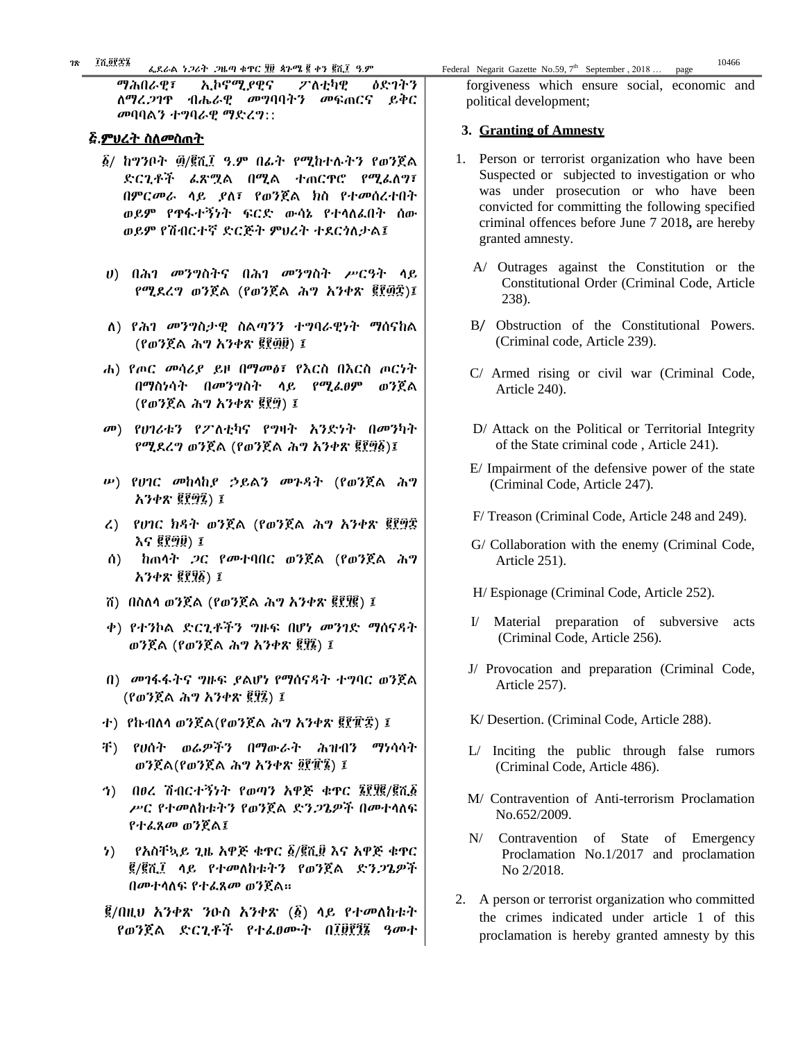ማሕበራዊ፣ ኢኮኖሚያዊና ፖለቲካዊ ዕድገትን ለማረጋገጥ ብሔራዊ መግባባትን መፍጠርና ይቅር መባባልን ተግባራዊ ማድረግ::

## ፩.ምህረት ስለመስጠት

፩/ ከግንቦት ፴/፪ሺ፲ ዓ.ም በፊት የሚከተሉትን የወንጀል ድርጊቶች ፈጽሟል በሚል ተጠርጥሮ የሚፈለግ፣ በምርመራ ላይ ያለ፣ የወንጀል ክስ የተመሰረተበት ወይም የጥፋተኝነት ፍርድ ውሳኔ የተላለፈበት ሰው ወይም የሽብርተኛ ድርጅት ምህረት ተደርጎለታል፤

ሀ) በሕገ መንግስትና በሕገ መንግስት ሥርዓት ላይ የሚደረግ ወንጀል (የወንጀል ሕግ አንቀጽ ፪፻፴፰)፤

ለ) የሕገ መንግስታዊ ስልጣንን ተግባራዊነት ማሰናከል (የወንጀል ሕግ አንቀጽ ፪፻፴፱) ፤

ሐ) የጦር መሳሪያ ይዞ በማመፅ፣ የእርስ በእርስ ጦርነት በማስነሳት በመንግስት ላይ የሚፈፀም ወንጀል (የወንጀል ሕግ አንቀጽ ፪፻፵) ፤

መ) የሀገሪቱን የፖለቲካና የግዛት አንድነት በመንካት የሚደረግ ወንጀል (የወንጀል ሕግ አንቀጽ ፪፻፵፩)፤

ሠ) የሀገር መከላከያ ኃይልን መጉዳት (የወንጀል ሕግ አንቀጽ ፪፻፵፯) ፤

ረ) የሀገር ክዳት ወንጀል (የወንጀል ሕግ አንቀጽ ፪፻፵፰ እና ፪፻፵፱) ፤

ሰ) ከጠላት ጋር የመተባበር ወንጀል (የወንጀል ሕግ አንቀጽ ፪፻፶፩) ፤

ሸ) በስለላ ወንጀል (የወንጀል ሕግ አንቀጽ ፪፻፶፪) ፤

ቀ) የተንኮል ድርጊቶችን ግዙፍ በሆነ መንገድ ማሰናዳት ወንጀል (የወንጀል ሕግ አንቀጽ ፪፶፮) ፤

በ) መገፋፋትና ግዙፍ ያልሆነ የማሰናዳት ተግባር ወንጀል (የወንጀል ሕግ አንቀጽ ፪፶፯) ፤

ተ) የኩብለላ ወንጀል(የወንጀል ሕግ አንቀጽ ፪፻፹፰) ፤

ቸ) የሀሰት ወሬዎችን በማውራት ሕዝብን ማነሳሳት ወንጀል(የወንጀል ሕግ አንቀጽ ፬፻፹፮) ፤

ኀ) በፀረ ሽብርተኝነት የወጣን አዋጅ ቁጥር ፮፻፶፪/፪ሺ፩ ሥር የተመለከቱትን የወንጀል ድንጋጌዎች በመተላለፍ የተፈጸመ ወንጀል፤

ነ) የአስቸኳይ ጊዜ አዋጅ ቁጥር ፩/፪ሺ፱ እና አዋጅ ቁጥር ፪/፪ሺ፲ ላይ የተመለከቱትን የወንጀል ድንጋጌዎች በመተላለፍ የተፈጸመ ወንጀል።

፪/በዚህ አንቀጽ ንዑስ አንቀጽ (፩) ላይ የተመለከቱት የወንጀል ድርጊቶች የተፈፀሙት በ፲፱፻፺፯ ዓመተ

forgiveness which ensure social, economic and political development;

## 3. Granting of Amnesty

1. Person or terrorist organization who have been Suspected or subjected to investigation or who was under prosecution or who have been convicted for committing the following specified criminal offences before June 7 2018, are hereby granted amnesty.

   A/ Outrages against the Constitution or the Constitutional Order (Criminal Code, Article 238).

   B/ Obstruction of the Constitutional Powers. (Criminal code, Article 239).

   C/ Armed rising or civil war (Criminal Code, Article 240).

   D/ Attack on the Political or Territorial Integrity of the State criminal code , Article 241).

   E/ Impairment of the defensive power of the state (Criminal Code, Article 247).

   F/ Treason (Criminal Code, Article 248 and 249).

   G/ Collaboration with the enemy (Criminal Code, Article 251).

   H/ Espionage (Criminal Code, Article 252).

   I/ Material preparation of subversive acts (Criminal Code, Article 256).

   J/ Provocation and preparation (Criminal Code, Article 257).

   K/ Desertion. (Criminal Code, Article 288).

   L/ Inciting the public through false rumors (Criminal Code, Article 486).

   M/ Contravention of Anti-terrorism Proclamation No.652/2009.

   N/ Contravention of State of Emergency Proclamation No.1/2017 and proclamation No 2/2018.

2. A person or terrorist organization who committed the crimes indicated under article 1 of this proclamation is hereby granted amnesty by this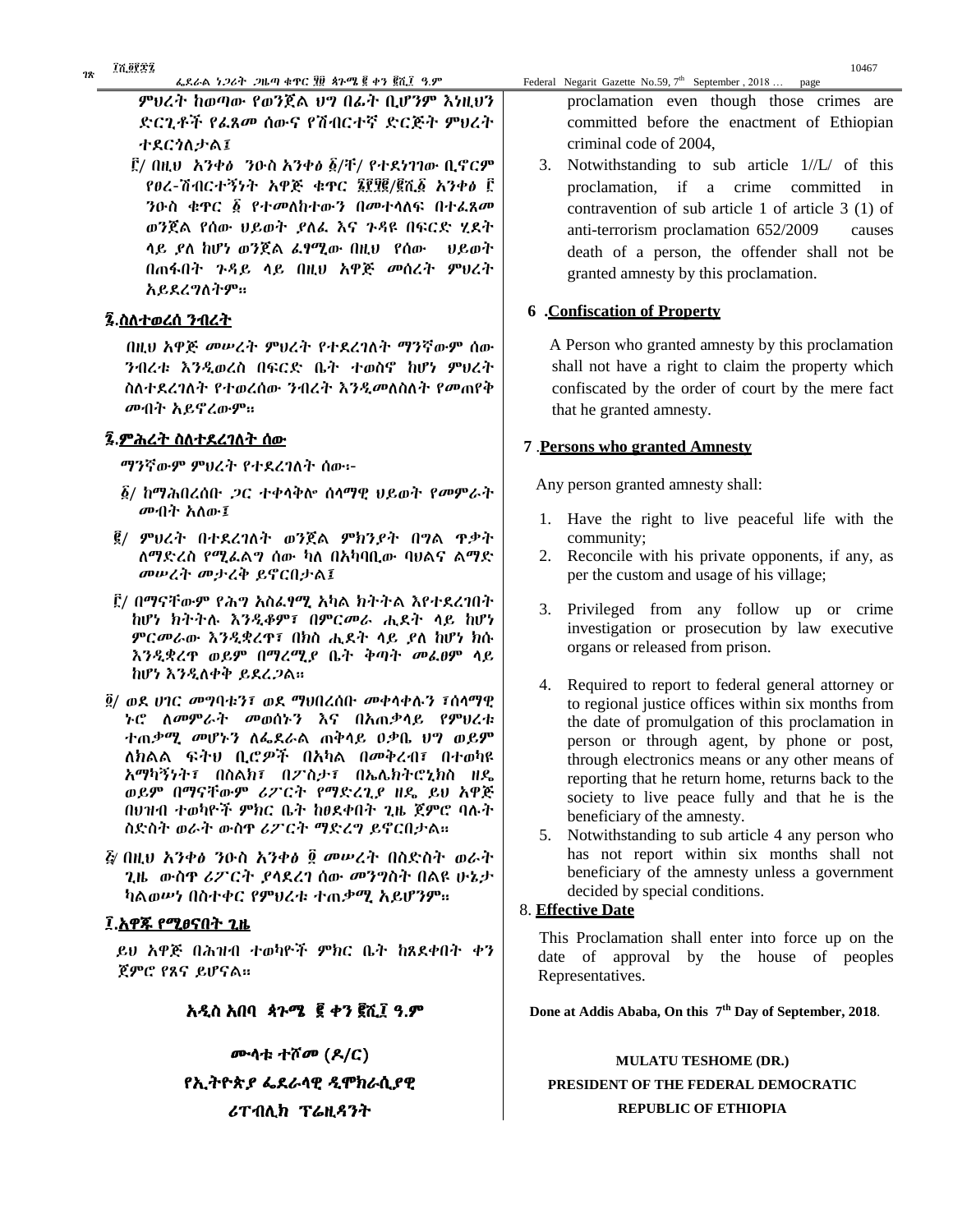ምህረት ከወጣው የወንጀል ህግ በፊት ቢሆንም እነዚህን ድርጊቶች የፈጸመ ሰውና የሽብርተኛ ድርጅት ምህረት ተደርጎለታል፤

፫/ በዚህ አንቀፅ ንዑስ አንቀፅ ፩/ቸ/ የተደነገገው ቢኖርም የፀረ-ሽብርተኝነት አዋጅ ቁጥር ፮፻፶፪/፪ሺ፩ አንቀፅ ፫ ንዑስ ቁጥር ፩ የተመለከተውን በመተላለፍ በተፈጸመ ወንጀል የሰው ህይወት ያለፈ እና ጉዳዩ በፍርድ ሂደት ላይ ያለ ከሆነ ወንጀል ፈፃሚው በዚህ የሰው ህይወት በጠፋበት ጉዳይ ላይ በዚህ አዋጅ መሰረት ምህረት አይደረግለትም።

## ፮.ስለተወረሰ ንብረት

በዚህ አዋጅ መሠረት ምህረት የተደረገለት ማንኛውም ሰው ንብረቱ እንዲወረስ በፍርድ ቤት ተወስኖ ከሆነ ምህረት ስለተደረገለት የተወረሰው ንብረት እንዲመለስለት የመጠየቅ መብት አይኖረውም።

## ፯.ምሕረት ስለተደረገለት ሰው

ማንኛውም ምህረት የተደረገለት ሰው፡-

፩/ ከማሕበረሰቡ ጋር ተቀላቅሎ ሰላማዊ ህይወት የመምራት መብት አለው፤

፪/ ምህረት በተደረገለት ወንጀል ምክንያት በግል ጥቃት ለማድረስ የሚፈልግ ሰው ካለ በአካባቢው ባህልና ልማድ መሠረት መታረቅ ይኖርበታል፤

፫/ በማናቸውም የሕግ አስፈፃሚ አካል ክትትል እየተደረገበት ከሆነ ክትትሉ እንዲቆም፣ በምርመራ ሒደት ላይ ከሆነ ምርመራው እንዲቋረጥ፣ በክስ ሒደት ላይ ያለ ከሆነ ክሱ እንዲቋረጥ ወይም በማረሚያ ቤት ቅጣት መፈፀም ላይ ከሆነ እንዲለቀቅ ይደረጋል።

፬/ ወደ ሀገር መግባቱን፣ ወደ ማህበረሰቡ መቀላቀሉን ፣ሰላማዊ ኑሮ ለመምራት መወሰኑን እና በአጠቃላይ የምህረቱ ተጠቃሚ መሆኑን ለፌደራል ጠቅላይ ዐቃቤ ህግ ወይም ለክልል ፍትህ ቢሮዎች በአካል በመቅረብ፣ በተወካዩ አማካኝነት፣ በስልክ፣ በፖስታ፣ በኤሌክትሮኒክስ ዘዴ ወይም በማናቸውም ሪፖርት የማድረጊያ ዘዴ ይህ አዋጅ በህዝብ ተወካዮች ምክር ቤት ከፀደቀበት ጊዜ ጀምሮ ባሉት ስድስት ወራት ውስጥ ሪፖርት ማድረግ ይኖርበታል።

፭/ በዚህ አንቀፅ ንዑስ አንቀፅ ፬ መሠረት በስድስት ወራት ጊዜ ውስጥ ሪፖርት ያላደረገ ሰው መንግስት በልዩ ሁኔታ ካልወሠነ በስተቀር የምህረቱ ተጠቃሚ አይሆንም።

## ፰.አዋጁ የሚፀናበት ጊዜ

ይህ አዋጅ በሕዝብ ተወካዮች ምክር ቤት ከጸደቀበት ቀን ጀምሮ የጸና ይሆናል።

**አዲስ አበባ ጳጉሜ ፪ ቀን ፪ሺ፲ ዓ.ም**

**ሙላቱ ተሾመ (ዶ/ር)**

**የኢትዮጵያ ፌደራላዊ ዲሞክራሲያዊ ሪፐብሊክ ፕሬዚዳንት**

proclamation even though those crimes are committed before the enactment of Ethiopian criminal code of 2004,

3. Notwithstanding to sub article 1//L/ of this proclamation, if a crime committed in contravention of sub article 1 of article 3 (1) of anti-terrorism proclamation 652/2009 causes death of a person, the offender shall not be granted amnesty by this proclamation.

## 6 .Confiscation of Property

A Person who granted amnesty by this proclamation shall not have a right to claim the property which confiscated by the order of court by the mere fact that he granted amnesty.

## 7 .Persons who granted Amnesty

Any person granted amnesty shall:

1. Have the right to live peaceful life with the community;
2. Reconcile with his private opponents, if any, as per the custom and usage of his village;
3. Privileged from any follow up or crime investigation or prosecution by law executive organs or released from prison.
4. Required to report to federal general attorney or to regional justice offices within six months from the date of promulgation of this proclamation in person or through agent, by phone or post, through electronics means or any other means of reporting that he return home, returns back to the society to live peace fully and that he is the beneficiary of the amnesty.
5. Notwithstanding to sub article 4 any person who has not report within six months shall not beneficiary of the amnesty unless a government decided by special conditions.

## 8. Effective Date

This Proclamation shall enter into force up on the date of approval by the house of peoples Representatives.

**Done at Addis Ababa, On this 7th Day of September, 2018.**

**MULATU TESHOME (DR.)**

**PRESIDENT OF THE FEDERAL DEMOCRATIC REPUBLIC OF ETHIOPIA**